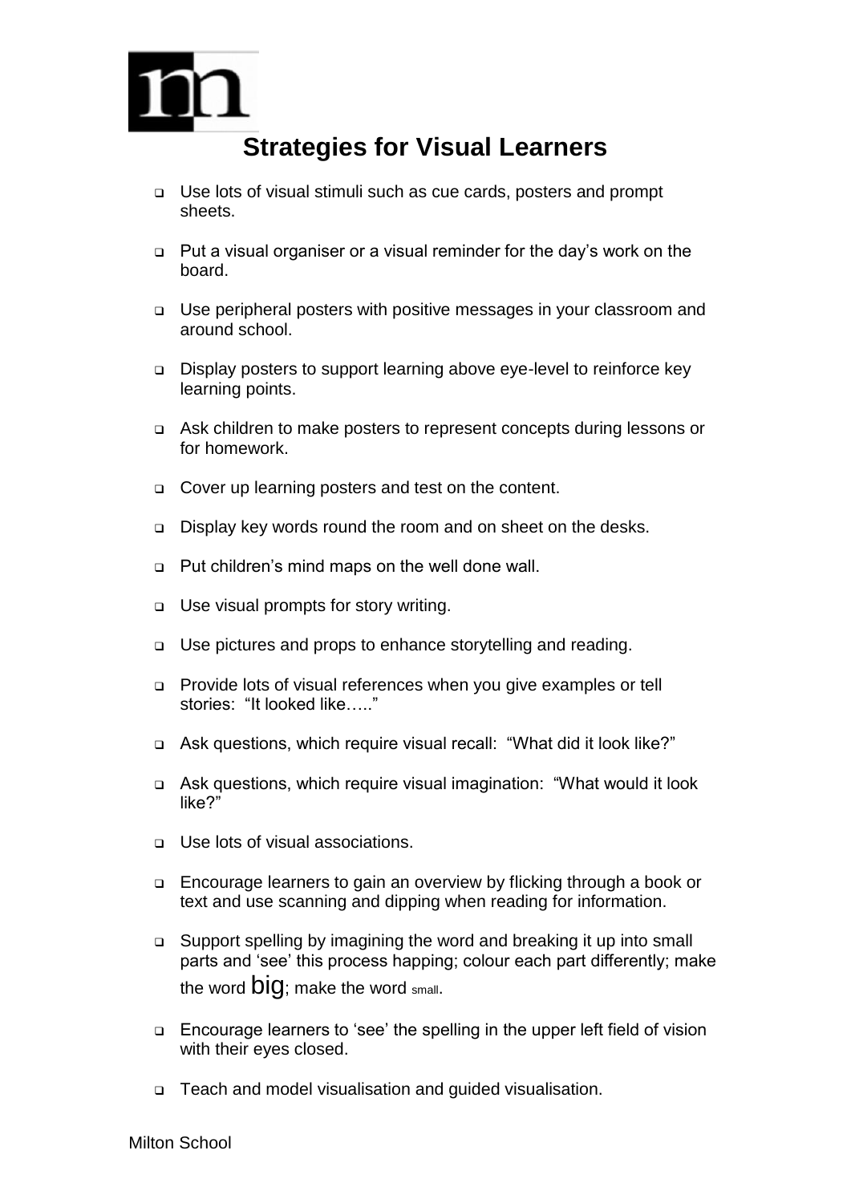# Strategies for Visual Learners

- Use lots of visual stimuli such as cue cards, posters and prompt sheets.
- Put a visual organiser or a visual reminder for the day's work on the board.
- Use peripheral posters with positive messages in your classroom and around school.
- Display posters to support learning above eye-level to reinforce key learning points.
- Ask children to make posters to represent concepts during lessons or for homework.
- Cover up learning posters and test on the content.
- Display key words round the room and on sheet on the desks.
- Put children's mind maps on the well done wall.
- Use visual prompts for story writing.
- Use pictures and props to enhance storytelling and reading.
- Provide lots of visual references when you give examples or tell stories: "It looked like….."
- Ask questions, which require visual recall: "What did it look like?"
- Ask questions, which require visual imagination: "What would it look like?"
- Use lots of visual associations.
- Encourage learners to gain an overview by flicking through a book or text and use scanning and dipping when reading for information.
- Support spelling by imagining the word and breaking it up into small parts and 'see' this process happing; colour each part differently; make the word big; make the word small.
- Encourage learners to 'see' the spelling in the upper left field of vision with their eyes closed.
- Teach and model visualisation and guided visualisation.

Milton School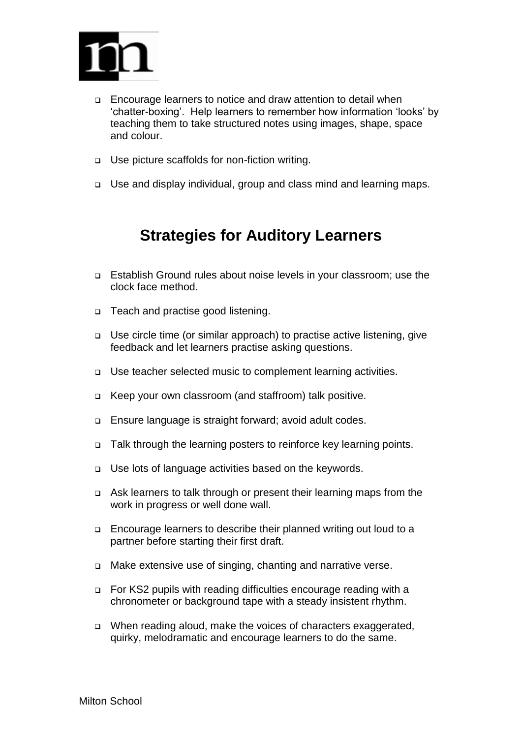- Encourage learners to notice and draw attention to detail when 'chatter-boxing'. Help learners to remember how information 'looks' by teaching them to take structured notes using images, shape, space and colour.
- Use picture scaffolds for non-fiction writing.
- Use and display individual, group and class mind and learning maps.

## Strategies for Auditory Learners

- Establish Ground rules about noise levels in your classroom; use the clock face method.
- Teach and practise good listening.
- Use circle time (or similar approach) to practise active listening, give feedback and let learners practise asking questions.
- Use teacher selected music to complement learning activities.
- Keep your own classroom (and staffroom) talk positive.
- Ensure language is straight forward; avoid adult codes.
- Talk through the learning posters to reinforce key learning points.
- Use lots of language activities based on the keywords.
- Ask learners to talk through or present their learning maps from the work in progress or well done wall.
- Encourage learners to describe their planned writing out loud to a partner before starting their first draft.
- Make extensive use of singing, chanting and narrative verse.
- For KS2 pupils with reading difficulties encourage reading with a chronometer or background tape with a steady insistent rhythm.
- When reading aloud, make the voices of characters exaggerated, quirky, melodramatic and encourage learners to do the same.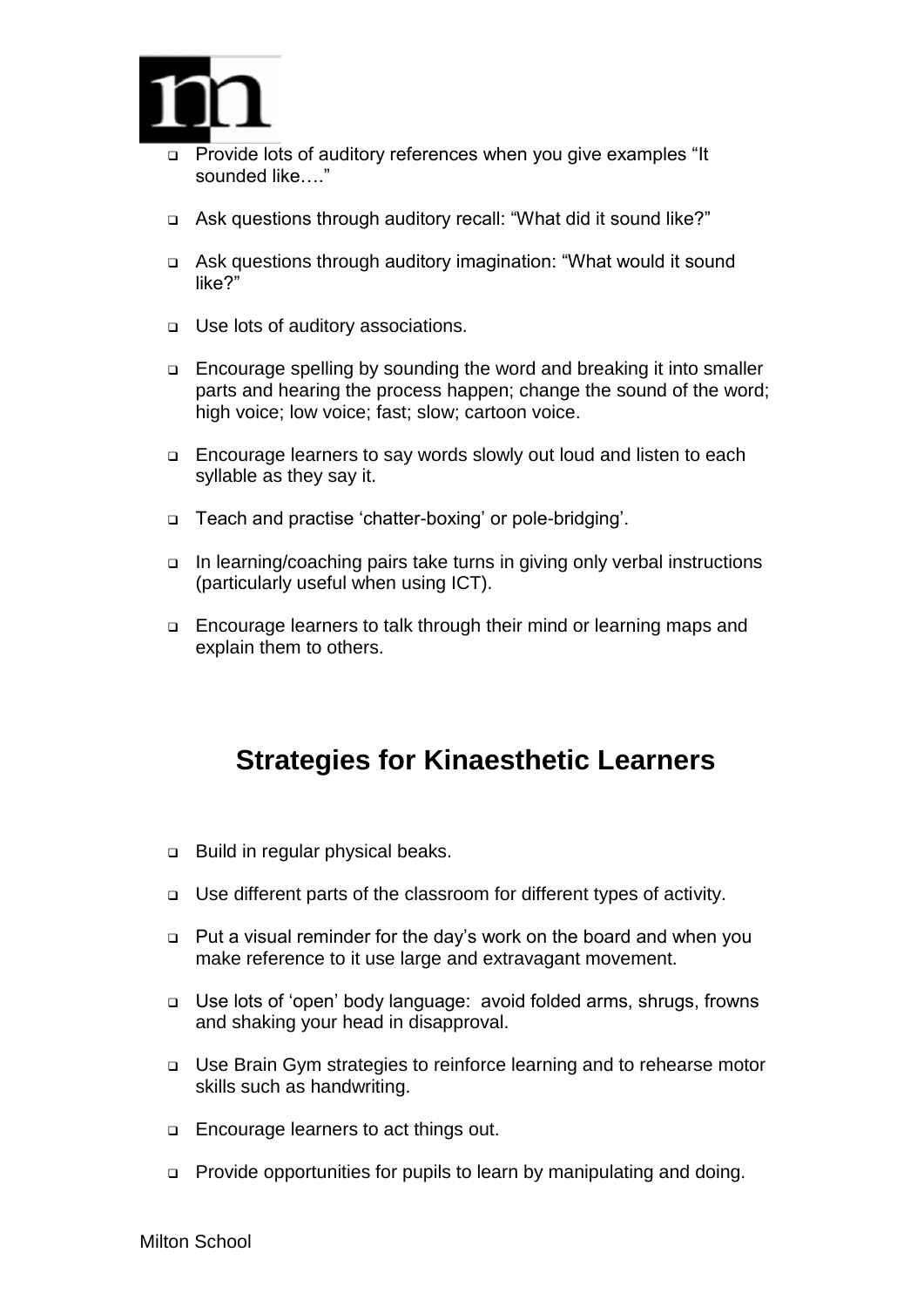- Provide lots of auditory references when you give examples “It sounded like….”
- Ask questions through auditory recall: “What did it sound like?”
- Ask questions through auditory imagination: “What would it sound like?”
- Use lots of auditory associations.
- Encourage spelling by sounding the word and breaking it into smaller parts and hearing the process happen; change the sound of the word; high voice; low voice; fast; slow; cartoon voice.
- Encourage learners to say words slowly out loud and listen to each syllable as they say it.
- Teach and practise ‘chatter-boxing’ or pole-bridging’.
- In learning/coaching pairs take turns in giving only verbal instructions (particularly useful when using ICT).
- Encourage learners to talk through their mind or learning maps and explain them to others.

## Strategies for Kinaesthetic Learners

- Build in regular physical beaks.
- Use different parts of the classroom for different types of activity.
- Put a visual reminder for the day’s work on the board and when you make reference to it use large and extravagant movement.
- Use lots of ‘open’ body language: avoid folded arms, shrugs, frowns and shaking your head in disapproval.
- Use Brain Gym strategies to reinforce learning and to rehearse motor skills such as handwriting.
- Encourage learners to act things out.
- Provide opportunities for pupils to learn by manipulating and doing.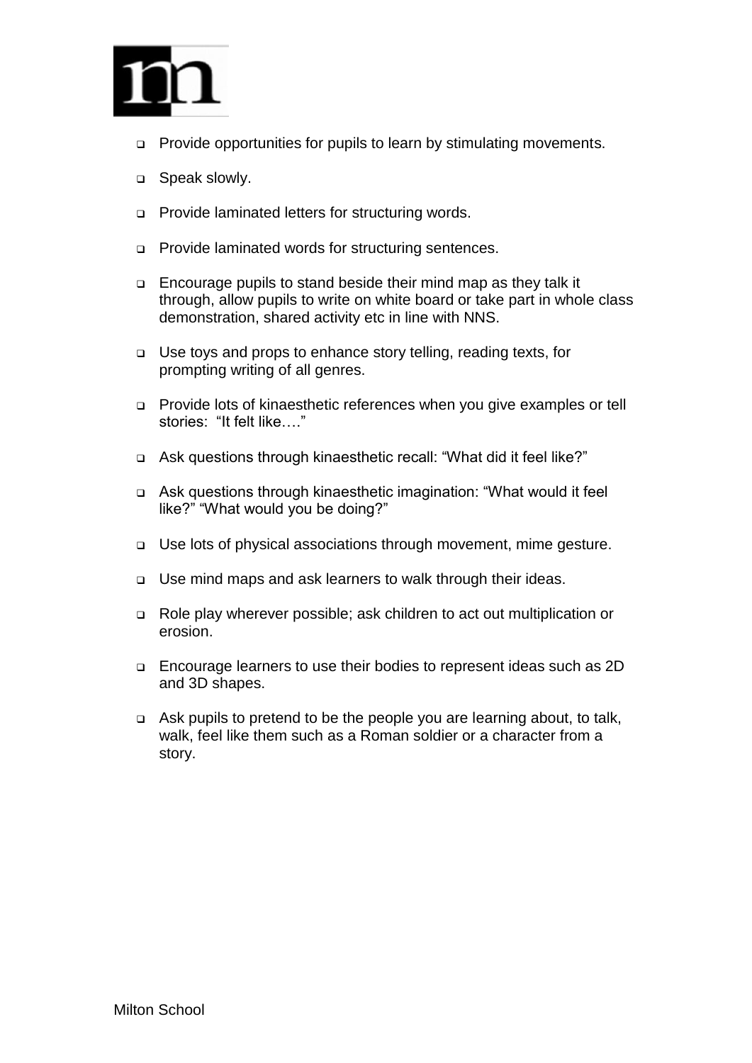- Provide opportunities for pupils to learn by stimulating movements.
- Speak slowly.
- Provide laminated letters for structuring words.
- Provide laminated words for structuring sentences.
- Encourage pupils to stand beside their mind map as they talk it through, allow pupils to write on white board or take part in whole class demonstration, shared activity etc in line with NNS.
- Use toys and props to enhance story telling, reading texts, for prompting writing of all genres.
- Provide lots of kinaesthetic references when you give examples or tell stories: "It felt like…."
- Ask questions through kinaesthetic recall: "What did it feel like?"
- Ask questions through kinaesthetic imagination: "What would it feel like?" "What would you be doing?"
- Use lots of physical associations through movement, mime gesture.
- Use mind maps and ask learners to walk through their ideas.
- Role play wherever possible; ask children to act out multiplication or erosion.
- Encourage learners to use their bodies to represent ideas such as 2D and 3D shapes.
- Ask pupils to pretend to be the people you are learning about, to talk, walk, feel like them such as a Roman soldier or a character from a story.